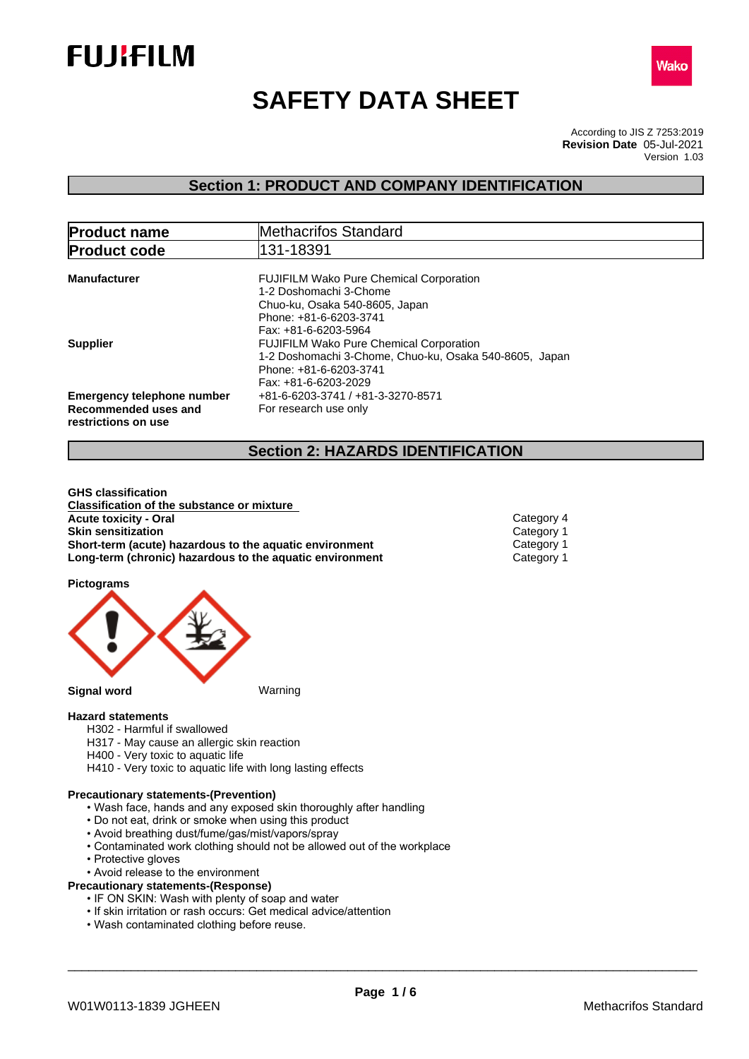FUJIFILM

Wako

# SAFETY DATA SHEET

According to JIS Z 7253:2019
**Revision Date** 05-Jul-2021
Version 1.03

## Section 1: PRODUCT AND COMPANY IDENTIFICATION

| **Product name** | Methacrifos Standard |
|---|---|
| **Product code** | 131-18391 |

**Manufacturer**
FUJIFILM Wako Pure Chemical Corporation
1-2 Doshomachi 3-Chome
Chuo-ku, Osaka 540-8605, Japan
Phone: +81-6-6203-3741
Fax: +81-6-6203-5964

**Supplier**
FUJIFILM Wako Pure Chemical Corporation
1-2 Doshomachi 3-Chome, Chuo-ku, Osaka 540-8605, Japan
Phone: +81-6-6203-3741
Fax: +81-6-6203-2029

**Emergency telephone number** +81-6-6203-3741 / +81-3-3270-8571

**Recommended uses and restrictions on use** For research use only

## Section 2: HAZARDS IDENTIFICATION

**GHS classification**

**Classification of the substance or mixture**

| | |
|---|---|
| **Acute toxicity - Oral** | Category 4 |
| **Skin sensitization** | Category 1 |
| **Short-term (acute) hazardous to the aquatic environment** | Category 1 |
| **Long-term (chronic) hazardous to the aquatic environment** | Category 1 |

**Pictograms**

**Signal word** Warning

**Hazard statements**

H302 - Harmful if swallowed
H317 - May cause an allergic skin reaction
H400 - Very toxic to aquatic life
H410 - Very toxic to aquatic life with long lasting effects

**Precautionary statements-(Prevention)**

- Wash face, hands and any exposed skin thoroughly after handling
- Do not eat, drink or smoke when using this product
- Avoid breathing dust/fume/gas/mist/vapors/spray
- Contaminated work clothing should not be allowed out of the workplace
- Protective gloves
- Avoid release to the environment

**Precautionary statements-(Response)**

- IF ON SKIN: Wash with plenty of soap and water
- If skin irritation or rash occurs: Get medical advice/attention
- Wash contaminated clothing before reuse.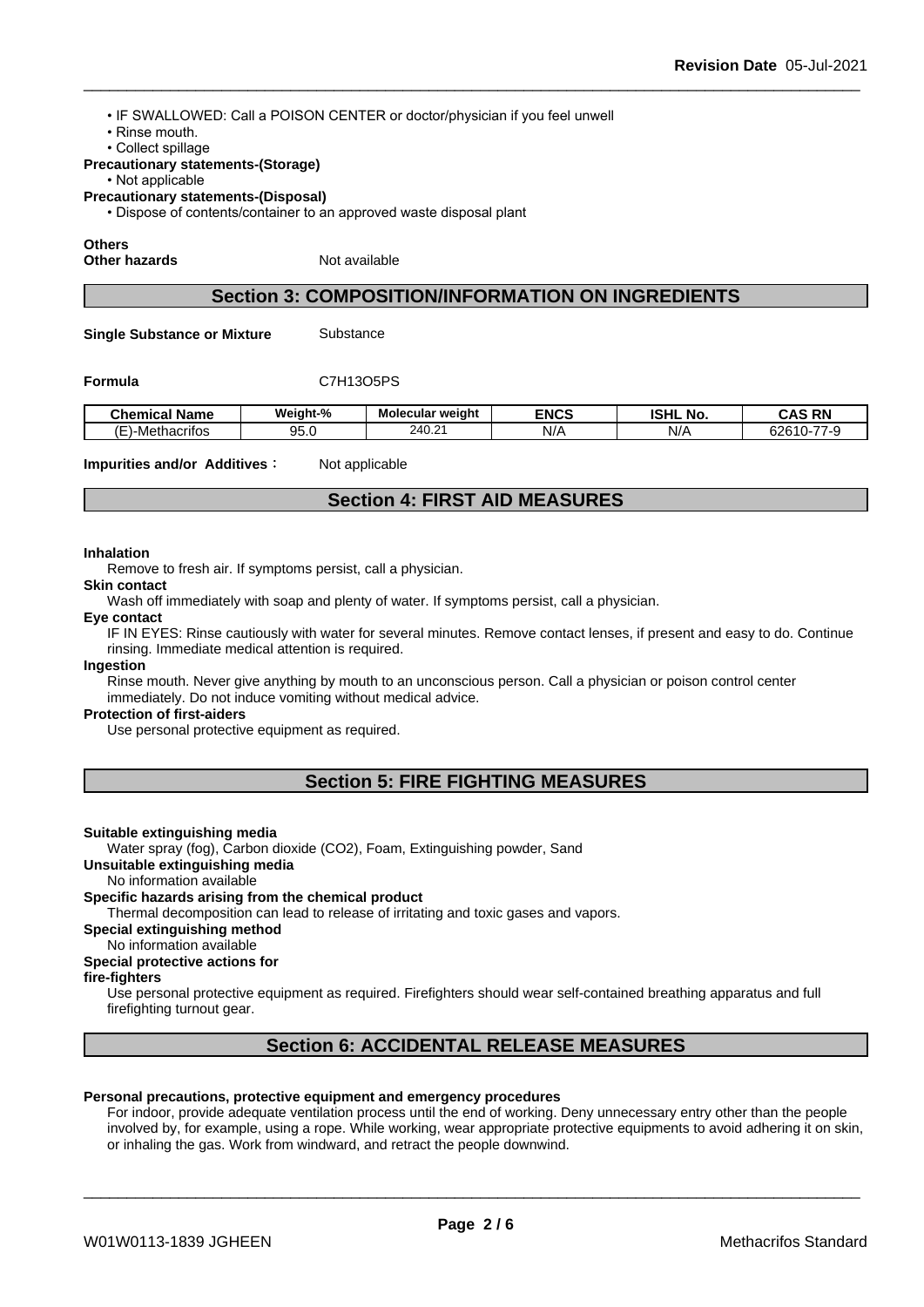• IF SWALLOWED: Call a POISON CENTER or doctor/physician if you feel unwell
• Rinse mouth.
• Collect spillage

**Precautionary statements-(Storage)**

• Not applicable

**Precautionary statements-(Disposal)**

• Dispose of contents/container to an approved waste disposal plant

**Others**

**Other hazards** Not available

## Section 3: COMPOSITION/INFORMATION ON INGREDIENTS

**Single Substance or Mixture** Substance

**Formula** C7H13O5PS

| Chemical Name | Weight-% | Molecular weight | ENCS | ISHL No. | CAS RN |
|---|---|---|---|---|---|
| (E)-Methacrifos | 95.0 | 240.21 | N/A | N/A | 62610-77-9 |

**Impurities and/or Additives**： Not applicable

## Section 4: FIRST AID MEASURES

**Inhalation**

Remove to fresh air. If symptoms persist, call a physician.

**Skin contact**

Wash off immediately with soap and plenty of water. If symptoms persist, call a physician.

**Eye contact**

IF IN EYES: Rinse cautiously with water for several minutes. Remove contact lenses, if present and easy to do. Continue rinsing. Immediate medical attention is required.

**Ingestion**

Rinse mouth. Never give anything by mouth to an unconscious person. Call a physician or poison control center immediately. Do not induce vomiting without medical advice.

**Protection of first-aiders**

Use personal protective equipment as required.

## Section 5: FIRE FIGHTING MEASURES

**Suitable extinguishing media**

Water spray (fog), Carbon dioxide (CO2), Foam, Extinguishing powder, Sand

**Unsuitable extinguishing media**

No information available

**Specific hazards arising from the chemical product**

Thermal decomposition can lead to release of irritating and toxic gases and vapors.

**Special extinguishing method**

No information available

**Special protective actions for fire-fighters**

Use personal protective equipment as required. Firefighters should wear self-contained breathing apparatus and full firefighting turnout gear.

## Section 6: ACCIDENTAL RELEASE MEASURES

**Personal precautions, protective equipment and emergency procedures**

For indoor, provide adequate ventilation process until the end of working. Deny unnecessary entry other than the people involved by, for example, using a rope. While working, wear appropriate protective equipments to avoid adhering it on skin, or inhaling the gas. Work from windward, and retract the people downwind.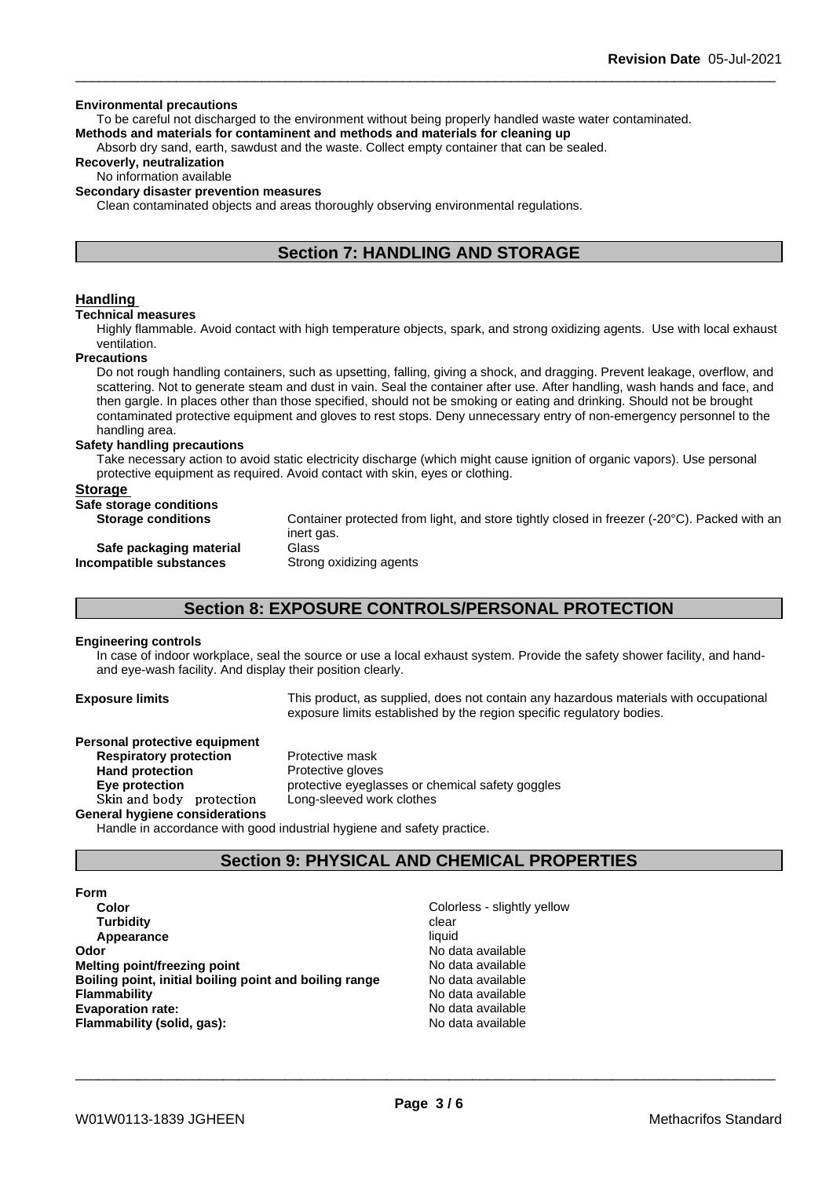**Environmental precautions**

To be careful not discharged to the environment without being properly handled waste water contaminated.

**Methods and materials for contaminent and methods and materials for cleaning up**

Absorb dry sand, earth, sawdust and the waste. Collect empty container that can be sealed.

**Recoverly, neutralization**

No information available

**Secondary disaster prevention measures**

Clean contaminated objects and areas thoroughly observing environmental regulations.

## Section 7: HANDLING AND STORAGE

### Handling

**Technical measures**

Highly flammable. Avoid contact with high temperature objects, spark, and strong oxidizing agents. Use with local exhaust ventilation.

**Precautions**

Do not rough handling containers, such as upsetting, falling, giving a shock, and dragging. Prevent leakage, overflow, and scattering. Not to generate steam and dust in vain. Seal the container after use. After handling, wash hands and face, and then gargle. In places other than those specified, should not be smoking or eating and drinking. Should not be brought contaminated protective equipment and gloves to rest stops. Deny unnecessary entry of non-emergency personnel to the handling area.

**Safety handling precautions**

Take necessary action to avoid static electricity discharge (which might cause ignition of organic vapors). Use personal protective equipment as required. Avoid contact with skin, eyes or clothing.

### Storage

**Safe storage conditions**

| | |
|---|---|
| **Storage conditions** | Container protected from light, and store tightly closed in freezer (-20°C). Packed with an inert gas. |
| **Safe packaging material** | Glass |
| **Incompatible substances** | Strong oxidizing agents |

## Section 8: EXPOSURE CONTROLS/PERSONAL PROTECTION

**Engineering controls**

In case of indoor workplace, seal the source or use a local exhaust system. Provide the safety shower facility, and hand- and eye-wash facility. And display their position clearly.

**Exposure limits** This product, as supplied, does not contain any hazardous materials with occupational exposure limits established by the region specific regulatory bodies.

**Personal protective equipment**

| | |
|---|---|
| **Respiratory protection** | Protective mask |
| **Hand protection** | Protective gloves |
| **Eye protection** | protective eyeglasses or chemical safety goggles |
| Skin and body protection | Long-sleeved work clothes |

**General hygiene considerations**

Handle in accordance with good industrial hygiene and safety practice.

## Section 9: PHYSICAL AND CHEMICAL PROPERTIES

**Form**

| | |
|---|---|
| **Color** | Colorless - slightly yellow |
| **Turbidity** | clear |
| **Appearance** | liquid |
| **Odor** | No data available |
| **Melting point/freezing point** | No data available |
| **Boiling point, initial boiling point and boiling range** | No data available |
| **Flammability** | No data available |
| **Evaporation rate:** | No data available |
| **Flammability (solid, gas):** | No data available |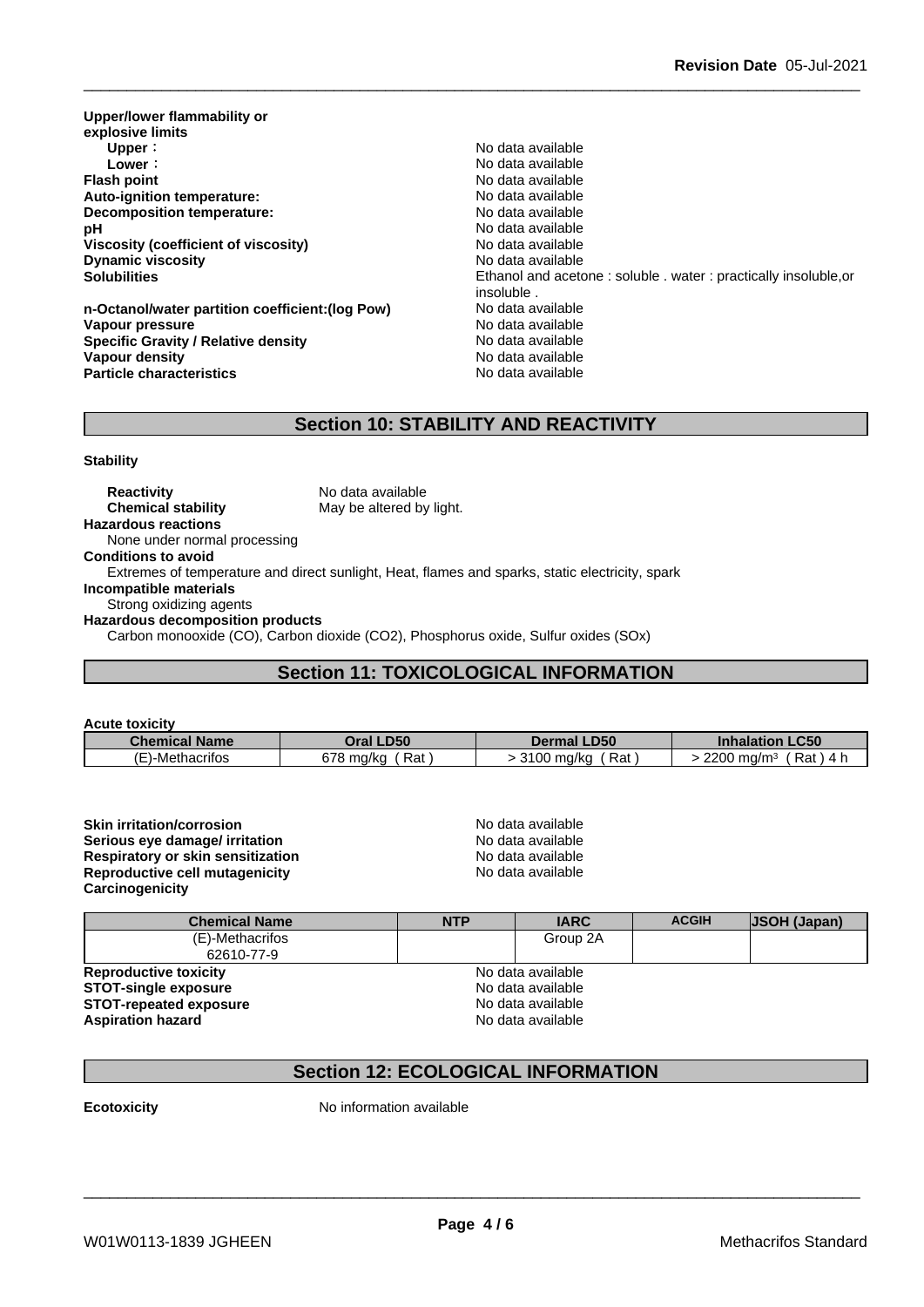**Upper/lower flammability or explosive limits**

| | |
|---|---|
| **Upper :** | No data available |
| **Lower :** | No data available |
| **Flash point** | No data available |
| **Auto-ignition temperature:** | No data available |
| **Decomposition temperature:** | No data available |
| **pH** | No data available |
| **Viscosity (coefficient of viscosity)** | No data available |
| **Dynamic viscosity** | No data available |
| **Solubilities** | Ethanol and acetone : soluble . water : practically insoluble,or insoluble . |
| **n-Octanol/water partition coefficient:(log Pow)** | No data available |
| **Vapour pressure** | No data available |
| **Specific Gravity / Relative density** | No data available |
| **Vapour density** | No data available |
| **Particle characteristics** | No data available |

## Section 10: STABILITY AND REACTIVITY

**Stability**

**Reactivity** No data available
**Chemical stability** May be altered by light.

**Hazardous reactions**
None under normal processing

**Conditions to avoid**
Extremes of temperature and direct sunlight, Heat, flames and sparks, static electricity, spark

**Incompatible materials**
Strong oxidizing agents

**Hazardous decomposition products**
Carbon monooxide (CO), Carbon dioxide ($CO_2$), Phosphorus oxide, Sulfur oxides (SOx)

## Section 11: TOXICOLOGICAL INFORMATION

**Acute toxicity**

| Chemical Name | Oral LD50 | Dermal LD50 | Inhalation LC50 |
|---|---|---|---|
| (E)-Methacrifos | 678 mg/kg ( Rat ) | > 3100 mg/kg ( Rat ) | > 2200 mg/m³ ( Rat ) 4 h |

| | |
|---|---|
| **Skin irritation/corrosion** | No data available |
| **Serious eye damage/ irritation** | No data available |
| **Respiratory or skin sensitization** | No data available |
| **Reproductive cell mutagenicity** | No data available |

**Carcinogenicity**

| Chemical Name | NTP | IARC | ACGIH | JSOH (Japan) |
|---|---|---|---|---|
| (E)-Methacrifos 62610-77-9 | | Group 2A | | |

| | |
|---|---|
| **Reproductive toxicity** | No data available |
| **STOT-single exposure** | No data available |
| **STOT-repeated exposure** | No data available |
| **Aspiration hazard** | No data available |

## Section 12: ECOLOGICAL INFORMATION

**Ecotoxicity** No information available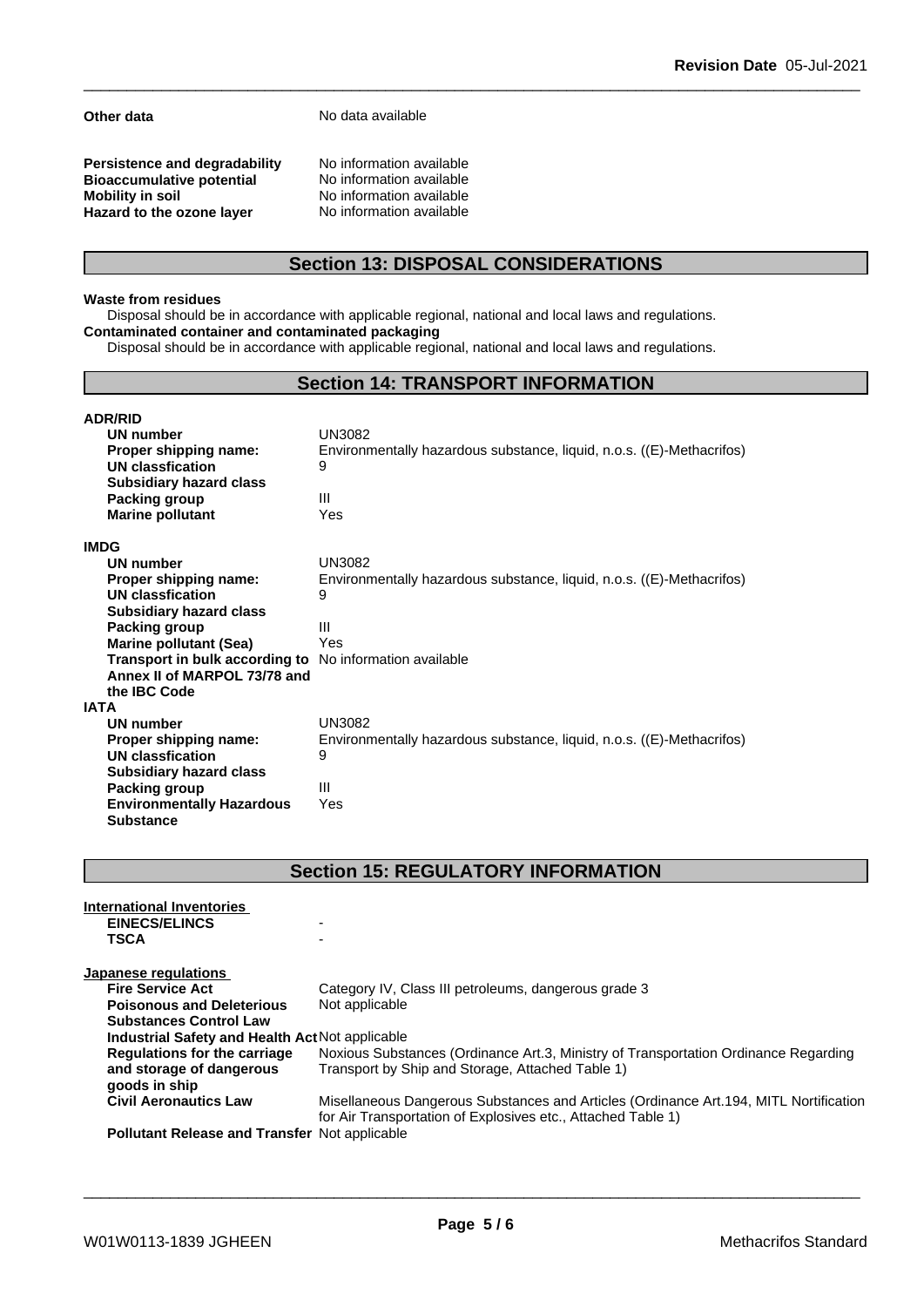**Other data** No data available

| | |
|---|---|
| **Persistence and degradability** | No information available |
| **Bioaccumulative potential** | No information available |
| **Mobility in soil** | No information available |
| **Hazard to the ozone layer** | No information available |

## Section 13: DISPOSAL CONSIDERATIONS

**Waste from residues**

Disposal should be in accordance with applicable regional, national and local laws and regulations.

**Contaminated container and contaminated packaging**

Disposal should be in accordance with applicable regional, national and local laws and regulations.

## Section 14: TRANSPORT INFORMATION

**ADR/RID**

| | |
|---|---|
| **UN number** | UN3082 |
| **Proper shipping name:** | Environmentally hazardous substance, liquid, n.o.s. ((E)-Methacrifos) |
| **UN classfication** | 9 |
| **Subsidiary hazard class** | |
| **Packing group** | III |
| **Marine pollutant** | Yes |

**IMDG**

| | |
|---|---|
| **UN number** | UN3082 |
| **Proper shipping name:** | Environmentally hazardous substance, liquid, n.o.s. ((E)-Methacrifos) |
| **UN classfication** | 9 |
| **Subsidiary hazard class** | |
| **Packing group** | III |
| **Marine pollutant (Sea)** | Yes |
| **Transport in bulk according to Annex II of MARPOL 73/78 and the IBC Code** | No information available |

**IATA**

| | |
|---|---|
| **UN number** | UN3082 |
| **Proper shipping name:** | Environmentally hazardous substance, liquid, n.o.s. ((E)-Methacrifos) |
| **UN classfication** | 9 |
| **Subsidiary hazard class** | |
| **Packing group** | III |
| **Environmentally Hazardous Substance** | Yes |

## Section 15: REGULATORY INFORMATION

**International Inventories**

| | |
|---|---|
| **EINECS/ELINCS** | - |
| **TSCA** | - |

**Japanese regulations**

| | |
|---|---|
| **Fire Service Act** | Category IV, Class III petroleums, dangerous grade 3 |
| **Poisonous and Deleterious Substances Control Law** | Not applicable |
| **Industrial Safety and Health Act** | Not applicable |
| **Regulations for the carriage and storage of dangerous goods in ship** | Noxious Substances (Ordinance Art.3, Ministry of Transportation Ordinance Regarding Transport by Ship and Storage, Attached Table 1) |
| **Civil Aeronautics Law** | Misellaneous Dangerous Substances and Articles (Ordinance Art.194, MITL Notification for Air Transportation of Explosives etc., Attached Table 1) |
| **Pollutant Release and Transfer** | Not applicable |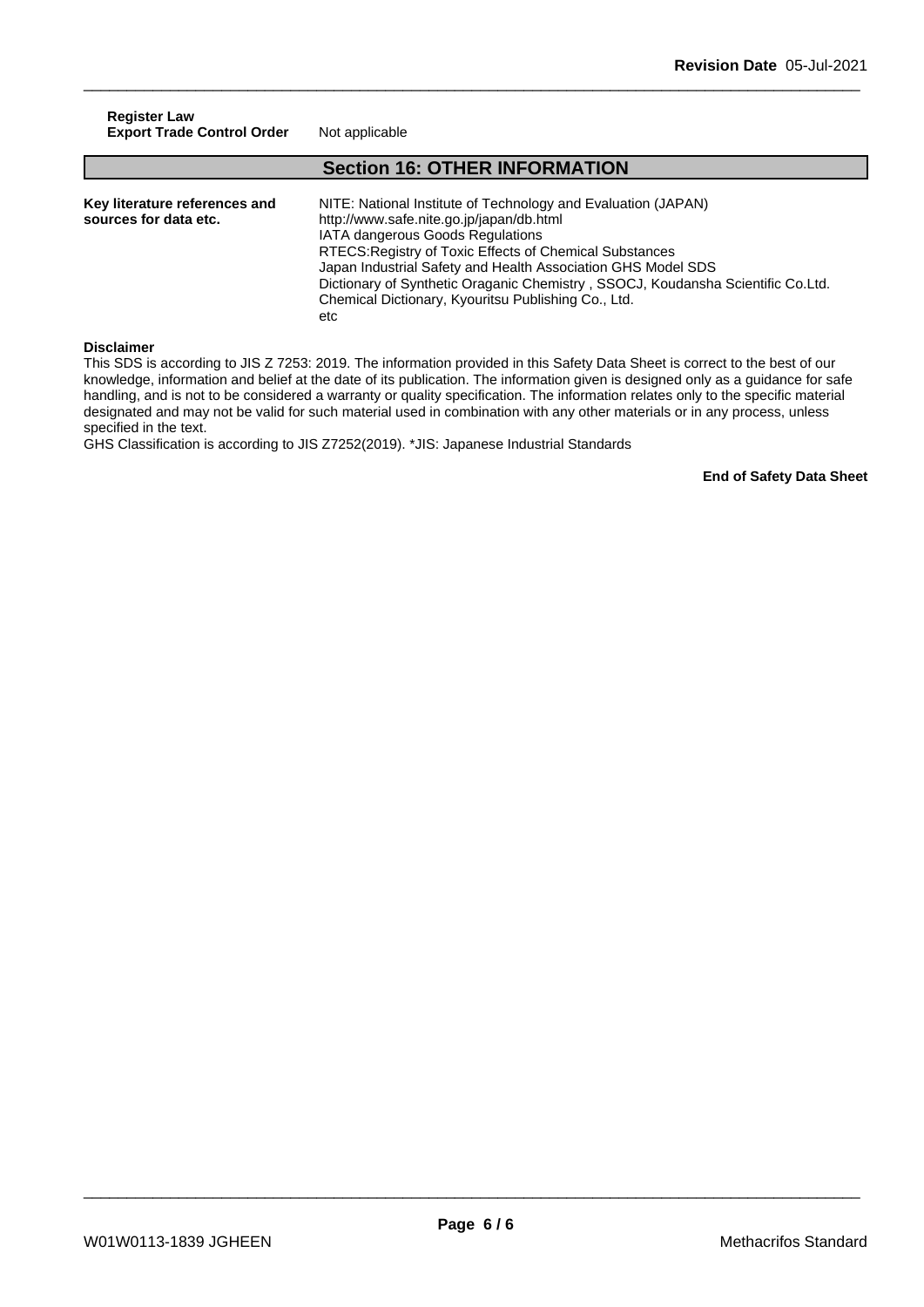**Register Law**
**Export Trade Control Order** Not applicable

## Section 16: OTHER INFORMATION

| | |
|---|---|
| **Key literature references and sources for data etc.** | NITE: National Institute of Technology and Evaluation (JAPAN)<br>http://www.safe.nite.go.jp/japan/db.html<br>IATA dangerous Goods Regulations<br>RTECS:Registry of Toxic Effects of Chemical Substances<br>Japan Industrial Safety and Health Association GHS Model SDS<br>Dictionary of Synthetic Oraganic Chemistry , SSOCJ, Koudansha Scientific Co.Ltd.<br>Chemical Dictionary, Kyouritsu Publishing Co., Ltd.<br>etc |

**Disclaimer**

This SDS is according to JIS Z 7253: 2019. The information provided in this Safety Data Sheet is correct to the best of our knowledge, information and belief at the date of its publication. The information given is designed only as a guidance for safe handling, and is not to be considered a warranty or quality specification. The information relates only to the specific material designated and may not be valid for such material used in combination with any other materials or in any process, unless specified in the text.

GHS Classification is according to JIS Z7252(2019). *JIS: Japanese Industrial Standards

**End of Safety Data Sheet**